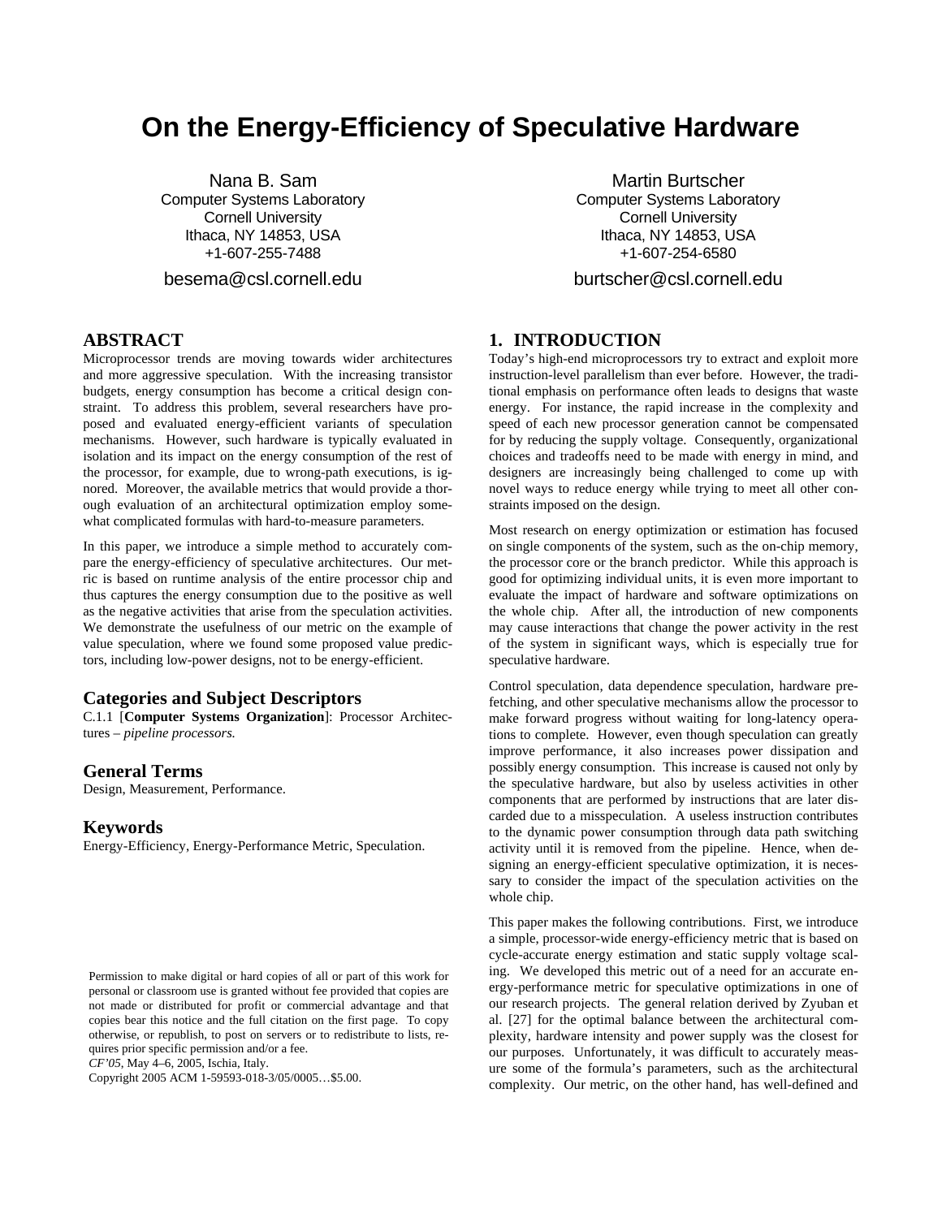# On the Energy-Efficiency of Speculative Hardware

Nana B. Sam
Computer Systems Laboratory
Cornell University
Ithaca, NY 14853, USA
+1-607-255-7488
besema@csl.cornell.edu

Martin Burtscher
Computer Systems Laboratory
Cornell University
Ithaca, NY 14853, USA
+1-607-254-6580
burtscher@csl.cornell.edu

## ABSTRACT

Microprocessor trends are moving towards wider architectures and more aggressive speculation. With the increasing transistor budgets, energy consumption has become a critical design constraint. To address this problem, several researchers have proposed and evaluated energy-efficient variants of speculation mechanisms. However, such hardware is typically evaluated in isolation and its impact on the energy consumption of the rest of the processor, for example, due to wrong-path executions, is ignored. Moreover, the available metrics that would provide a thorough evaluation of an architectural optimization employ somewhat complicated formulas with hard-to-measure parameters.

In this paper, we introduce a simple method to accurately compare the energy-efficiency of speculative architectures. Our metric is based on runtime analysis of the entire processor chip and thus captures the energy consumption due to the positive as well as the negative activities that arise from the speculation activities. We demonstrate the usefulness of our metric on the example of value speculation, where we found some proposed value predictors, including low-power designs, not to be energy-efficient.

### Categories and Subject Descriptors

C.1.1 [**Computer Systems Organization**]: Processor Architectures – *pipeline processors.*

### General Terms

Design, Measurement, Performance.

### Keywords

Energy-Efficiency, Energy-Performance Metric, Speculation.

Permission to make digital or hard copies of all or part of this work for personal or classroom use is granted without fee provided that copies are not made or distributed for profit or commercial advantage and that copies bear this notice and the full citation on the first page. To copy otherwise, or republish, to post on servers or to redistribute to lists, requires prior specific permission and/or a fee.
*CF'05*, May 4–6, 2005, Ischia, Italy.
Copyright 2005 ACM 1-59593-018-3/05/0005…$5.00.

## 1. INTRODUCTION

Today's high-end microprocessors try to extract and exploit more instruction-level parallelism than ever before. However, the traditional emphasis on performance often leads to designs that waste energy. For instance, the rapid increase in the complexity and speed of each new processor generation cannot be compensated for by reducing the supply voltage. Consequently, organizational choices and tradeoffs need to be made with energy in mind, and designers are increasingly being challenged to come up with novel ways to reduce energy while trying to meet all other constraints imposed on the design.

Most research on energy optimization or estimation has focused on single components of the system, such as the on-chip memory, the processor core or the branch predictor. While this approach is good for optimizing individual units, it is even more important to evaluate the impact of hardware and software optimizations on the whole chip. After all, the introduction of new components may cause interactions that change the power activity in the rest of the system in significant ways, which is especially true for speculative hardware.

Control speculation, data dependence speculation, hardware prefetching, and other speculative mechanisms allow the processor to make forward progress without waiting for long-latency operations to complete. However, even though speculation can greatly improve performance, it also increases power dissipation and possibly energy consumption. This increase is caused not only by the speculative hardware, but also by useless activities in other components that are performed by instructions that are later discarded due to a misspeculation. A useless instruction contributes to the dynamic power consumption through data path switching activity until it is removed from the pipeline. Hence, when designing an energy-efficient speculative optimization, it is necessary to consider the impact of the speculation activities on the whole chip.

This paper makes the following contributions. First, we introduce a simple, processor-wide energy-efficiency metric that is based on cycle-accurate energy estimation and static supply voltage scaling. We developed this metric out of a need for an accurate energy-performance metric for speculative optimizations in one of our research projects. The general relation derived by Zyuban et al. [27] for the optimal balance between the architectural complexity, hardware intensity and power supply was the closest for our purposes. Unfortunately, it was difficult to accurately measure some of the formula's parameters, such as the architectural complexity. Our metric, on the other hand, has well-defined and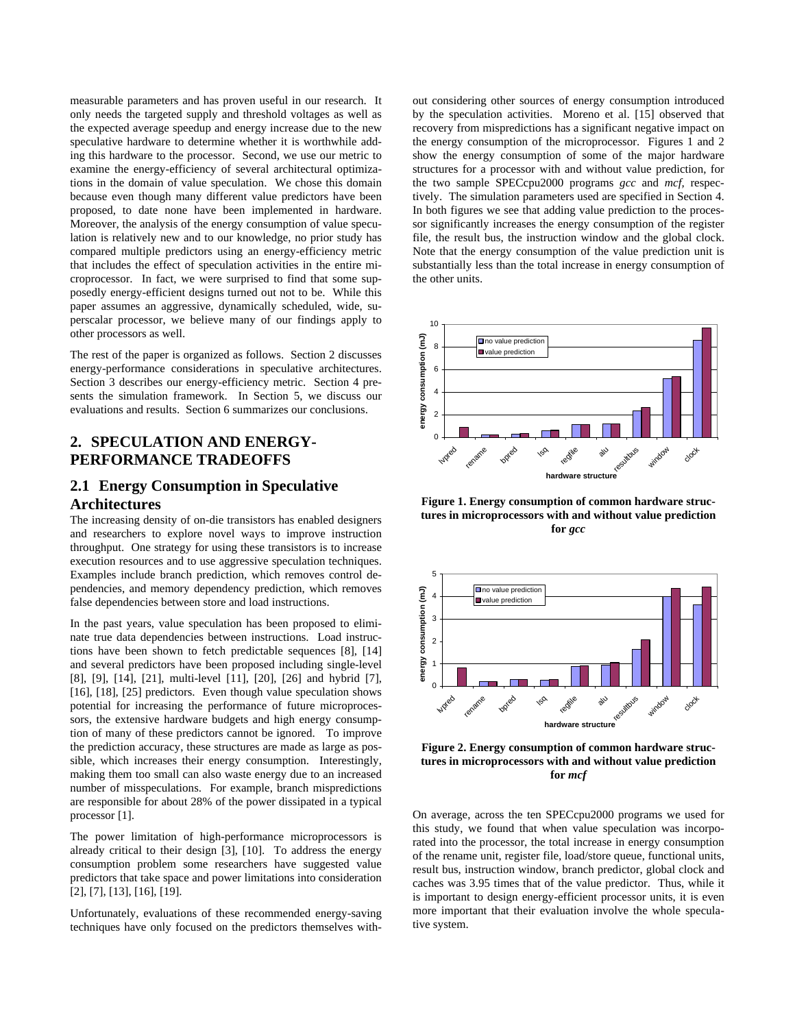measurable parameters and has proven useful in our research. It only needs the targeted supply and threshold voltages as well as the expected average speedup and energy increase due to the new speculative hardware to determine whether it is worthwhile adding this hardware to the processor. Second, we use our metric to examine the energy-efficiency of several architectural optimizations in the domain of value speculation. We chose this domain because even though many different value predictors have been proposed, to date none have been implemented in hardware. Moreover, the analysis of the energy consumption of value speculation is relatively new and to our knowledge, no prior study has compared multiple predictors using an energy-efficiency metric that includes the effect of speculation activities in the entire microprocessor. In fact, we were surprised to find that some supposedly energy-efficient designs turned out not to be. While this paper assumes an aggressive, dynamically scheduled, wide, superscalar processor, we believe many of our findings apply to other processors as well.

The rest of the paper is organized as follows. Section 2 discusses energy-performance considerations in speculative architectures. Section 3 describes our energy-efficiency metric. Section 4 presents the simulation framework. In Section 5, we discuss our evaluations and results. Section 6 summarizes our conclusions.

## 2. SPECULATION AND ENERGY-PERFORMANCE TRADEOFFS

### 2.1 Energy Consumption in Speculative Architectures

The increasing density of on-die transistors has enabled designers and researchers to explore novel ways to improve instruction throughput. One strategy for using these transistors is to increase execution resources and to use aggressive speculation techniques. Examples include branch prediction, which removes control dependencies, and memory dependency prediction, which removes false dependencies between store and load instructions.

In the past years, value speculation has been proposed to eliminate true data dependencies between instructions. Load instructions have been shown to fetch predictable sequences [8], [14] and several predictors have been proposed including single-level [8], [9], [14], [21], multi-level [11], [20], [26] and hybrid [7], [16], [18], [25] predictors. Even though value speculation shows potential for increasing the performance of future microprocessors, the extensive hardware budgets and high energy consumption of many of these predictors cannot be ignored. To improve the prediction accuracy, these structures are made as large as possible, which increases their energy consumption. Interestingly, making them too small can also waste energy due to an increased number of misspeculations. For example, branch mispredictions are responsible for about 28% of the power dissipated in a typical processor [1].

The power limitation of high-performance microprocessors is already critical to their design [3], [10]. To address the energy consumption problem some researchers have suggested value predictors that take space and power limitations into consideration [2], [7], [13], [16], [19].

Unfortunately, evaluations of these recommended energy-saving techniques have only focused on the predictors themselves without considering other sources of energy consumption introduced by the speculation activities. Moreno et al. [15] observed that recovery from mispredictions has a significant negative impact on the energy consumption of the microprocessor. Figures 1 and 2 show the energy consumption of some of the major hardware structures for a processor with and without value prediction, for the two sample SPECcpu2000 programs *gcc* and *mcf*, respectively. The simulation parameters used are specified in Section 4. In both figures we see that adding value prediction to the processor significantly increases the energy consumption of the register file, the result bus, the instruction window and the global clock. Note that the energy consumption of the value prediction unit is substantially less than the total increase in energy consumption of the other units.

**Figure 1. Energy consumption of common hardware structures in microprocessors with and without value prediction for *gcc***

**Figure 2. Energy consumption of common hardware structures in microprocessors with and without value prediction for *mcf***

On average, across the ten SPECcpu2000 programs we used for this study, we found that when value speculation was incorporated into the processor, the total increase in energy consumption of the rename unit, register file, load/store queue, functional units, result bus, instruction window, branch predictor, global clock and caches was 3.95 times that of the value predictor. Thus, while it is important to design energy-efficient processor units, it is even more important that their evaluation involve the whole speculative system.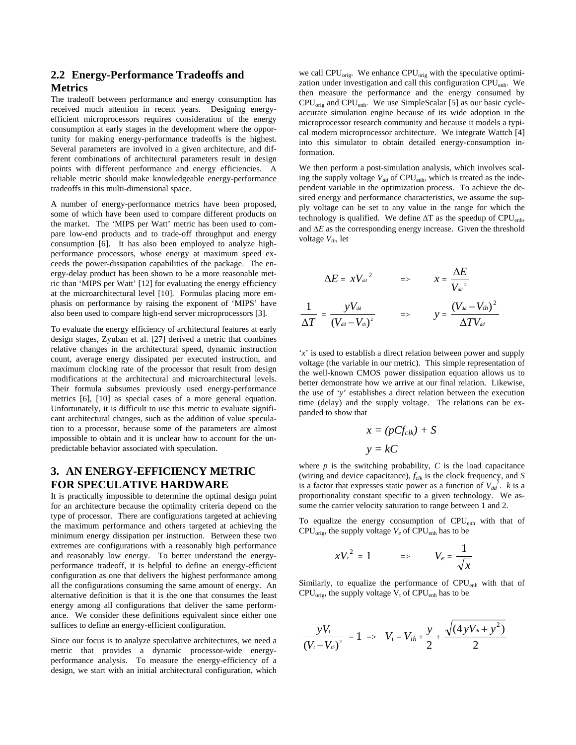## 2.2 Energy-Performance Tradeoffs and Metrics

The tradeoff between performance and energy consumption has received much attention in recent years. Designing energy-efficient microprocessors requires consideration of the energy consumption at early stages in the development where the opportunity for making energy-performance tradeoffs is the highest. Several parameters are involved in a given architecture, and different combinations of architectural parameters result in design points with different performance and energy efficiencies. A reliable metric should make knowledgeable energy-performance tradeoffs in this multi-dimensional space.

A number of energy-performance metrics have been proposed, some of which have been used to compare different products on the market. The 'MIPS per Watt' metric has been used to compare low-end products and to trade-off throughput and energy consumption [6]. It has also been employed to analyze high-performance processors, whose energy at maximum speed exceeds the power-dissipation capabilities of the package. The energy-delay product has been shown to be a more reasonable metric than 'MIPS per Watt' [12] for evaluating the energy efficiency at the microarchitectural level [10]. Formulas placing more emphasis on performance by raising the exponent of 'MIPS' have also been used to compare high-end server microprocessors [3].

To evaluate the energy efficiency of architectural features at early design stages, Zyuban et al. [27] derived a metric that combines relative changes in the architectural speed, dynamic instruction count, average energy dissipated per executed instruction, and maximum clocking rate of the processor that result from design modifications at the architectural and microarchitectural levels. Their formula subsumes previously used energy-performance metrics [6], [10] as special cases of a more general equation. Unfortunately, it is difficult to use this metric to evaluate significant architectural changes, such as the addition of value speculation to a processor, because some of the parameters are almost impossible to obtain and it is unclear how to account for the unpredictable behavior associated with speculation.

# 3. AN ENERGY-EFFICIENCY METRIC FOR SPECULATIVE HARDWARE

It is practically impossible to determine the optimal design point for an architecture because the optimality criteria depend on the type of processor. There are configurations targeted at achieving the maximum performance and others targeted at achieving the minimum energy dissipation per instruction. Between these two extremes are configurations with a reasonably high performance and reasonably low energy. To better understand the energy-performance tradeoff, it is helpful to define an energy-efficient configuration as one that delivers the highest performance among all the configurations consuming the same amount of energy. An alternative definition is that it is the one that consumes the least energy among all configurations that deliver the same performance. We consider these definitions equivalent since either one suffices to define an energy-efficient configuration.

Since our focus is to analyze speculative architectures, we need a metric that provides a dynamic processor-wide energy-performance analysis. To measure the energy-efficiency of a design, we start with an initial architectural configuration, which we call $CPU_{orig}$. We enhance $CPU_{orig}$ with the speculative optimization under investigation and call this configuration $CPU_{enh}$. We then measure the performance and the energy consumed by $CPU_{orig}$ and $CPU_{enh}$. We use SimpleScalar [5] as our basic cycle-accurate simulation engine because of its wide adoption in the microprocessor research community and because it models a typical modern microprocessor architecture. We integrate Wattch [4] into this simulator to obtain detailed energy-consumption information.

We then perform a post-simulation analysis, which involves scaling the supply voltage $V_{dd}$ of $CPU_{enh}$, which is treated as the independent variable in the optimization process. To achieve the desired energy and performance characteristics, we assume the supply voltage can be set to any value in the range for which the technology is qualified. We define $\Delta T$ as the speedup of $CPU_{enh}$, and $\Delta E$ as the corresponding energy increase. Given the threshold voltage $V_{th}$, let

$$\Delta E = xV_{dd}^2 \qquad => \qquad x = \frac{\Delta E}{V_{dd}^2}$$

$$\frac{1}{\Delta T} = \frac{yV_{dd}}{(V_{dd}-V_{th})^2} \qquad => \qquad y = \frac{(V_{dd}-V_{th})^2}{\Delta T V_{dd}}$$

'$x$' is used to establish a direct relation between power and supply voltage (the variable in our metric). This simple representation of the well-known CMOS power dissipation equation allows us to better demonstrate how we arrive at our final relation. Likewise, the use of '$y$' establishes a direct relation between the execution time (delay) and the supply voltage. The relations can be expanded to show that

$$x = (pCf_{clk}) + S$$

$$y = kC$$

where $p$ is the switching probability, $C$ is the load capacitance (wiring and device capacitance), $f_{clk}$ is the clock frequency, and $S$ is a factor that expresses static power as a function of $V_{dd}^2$. $k$ is a proportionality constant specific to a given technology. We assume the carrier velocity saturation to range between 1 and 2.

To equalize the energy consumption of $CPU_{enh}$ with that of $CPU_{orig}$, the supply voltage $V_e$ of $CPU_{enh}$ has to be

$$xV_e^2 = 1 \qquad => \qquad V_e = \frac{1}{\sqrt{x}}$$

Similarly, to equalize the performance of $CPU_{enh}$ with that of $CPU_{orig}$, the supply voltage $V_t$ of $CPU_{enh}$ has to be

$$\frac{yV_t}{(V_t-V_{th})^2} = 1 \quad => \quad V_t = V_{th} + \frac{y}{2} + \frac{\sqrt{(4yV_{th}+y^2)}}{2}$$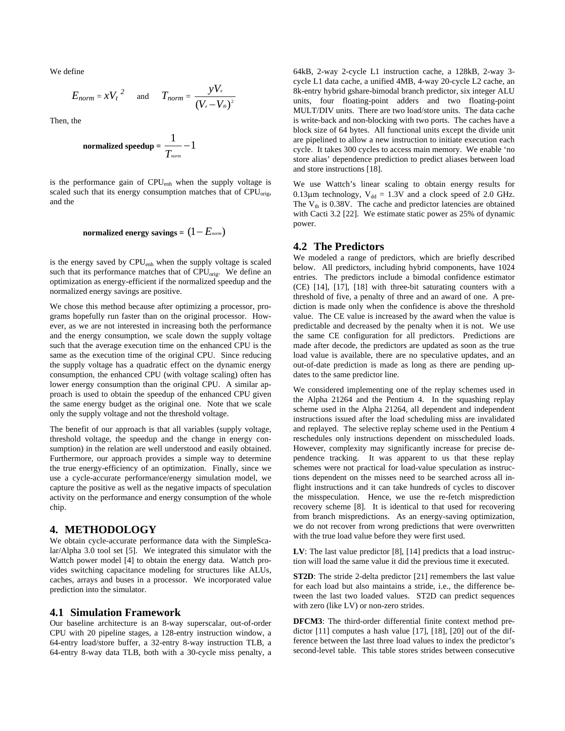We define

$$E_{norm} = xV_t^{\;2} \quad \text{and} \quad T_{norm} = \frac{yV_e}{(V_e - V_{th})^2}$$

Then, the

$$\textbf{normalized speedup} = \frac{1}{T_{norm}} - 1$$

is the performance gain of $CPU_{enh}$ when the supply voltage is scaled such that its energy consumption matches that of $CPU_{orig}$, and the

$$\textbf{normalized energy savings} = (1 - E_{norm})$$

is the energy saved by $CPU_{enh}$ when the supply voltage is scaled such that its performance matches that of $CPU_{orig}$. We define an optimization as energy-efficient if the normalized speedup and the normalized energy savings are positive.

We chose this method because after optimizing a processor, programs hopefully run faster than on the original processor. However, as we are not interested in increasing both the performance and the energy consumption, we scale down the supply voltage such that the average execution time on the enhanced CPU is the same as the execution time of the original CPU. Since reducing the supply voltage has a quadratic effect on the dynamic energy consumption, the enhanced CPU (with voltage scaling) often has lower energy consumption than the original CPU. A similar approach is used to obtain the speedup of the enhanced CPU given the same energy budget as the original one. Note that we scale only the supply voltage and not the threshold voltage.

The benefit of our approach is that all variables (supply voltage, threshold voltage, the speedup and the change in energy consumption) in the relation are well understood and easily obtained. Furthermore, our approach provides a simple way to determine the true energy-efficiency of an optimization. Finally, since we use a cycle-accurate performance/energy simulation model, we capture the positive as well as the negative impacts of speculation activity on the performance and energy consumption of the whole chip.

## 4. METHODOLOGY

We obtain cycle-accurate performance data with the SimpleScalar/Alpha 3.0 tool set [5]. We integrated this simulator with the Wattch power model [4] to obtain the energy data. Wattch provides switching capacitance modeling for structures like ALUs, caches, arrays and buses in a processor. We incorporated value prediction into the simulator.

### 4.1 Simulation Framework

Our baseline architecture is an 8-way superscalar, out-of-order CPU with 20 pipeline stages, a 128-entry instruction window, a 64-entry load/store buffer, a 32-entry 8-way instruction TLB, a 64-entry 8-way data TLB, both with a 30-cycle miss penalty, a 64kB, 2-way 2-cycle L1 instruction cache, a 128kB, 2-way 3-cycle L1 data cache, a unified 4MB, 4-way 20-cycle L2 cache, an 8k-entry hybrid gshare-bimodal branch predictor, six integer ALU units, four floating-point adders and two floating-point MULT/DIV units. There are two load/store units. The data cache is write-back and non-blocking with two ports. The caches have a block size of 64 bytes. All functional units except the divide unit are pipelined to allow a new instruction to initiate execution each cycle. It takes 300 cycles to access main memory. We enable 'no store alias' dependence prediction to predict aliases between load and store instructions [18].

We use Wattch's linear scaling to obtain energy results for 0.13μm technology, $V_{dd}$ = 1.3V and a clock speed of 2.0 GHz. The $V_{th}$ is 0.38V. The cache and predictor latencies are obtained with Cacti 3.2 [22]. We estimate static power as 25% of dynamic power.

### 4.2 The Predictors

We modeled a range of predictors, which are briefly described below. All predictors, including hybrid components, have 1024 entries. The predictors include a bimodal confidence estimator (CE) [14], [17], [18] with three-bit saturating counters with a threshold of five, a penalty of three and an award of one. A prediction is made only when the confidence is above the threshold value. The CE value is increased by the award when the value is predictable and decreased by the penalty when it is not. We use the same CE configuration for all predictors. Predictions are made after decode, the predictors are updated as soon as the true load value is available, there are no speculative updates, and an out-of-date prediction is made as long as there are pending updates to the same predictor line.

We considered implementing one of the replay schemes used in the Alpha 21264 and the Pentium 4. In the squashing replay scheme used in the Alpha 21264, all dependent and independent instructions issued after the load scheduling miss are invalidated and replayed. The selective replay scheme used in the Pentium 4 reschedules only instructions dependent on misscheduled loads. However, complexity may significantly increase for precise dependence tracking. It was apparent to us that these replay schemes were not practical for load-value speculation as instructions dependent on the misses need to be searched across all in-flight instructions and it can take hundreds of cycles to discover the misspeculation. Hence, we use the re-fetch misprediction recovery scheme [8]. It is identical to that used for recovering from branch mispredictions. As an energy-saving optimization, we do not recover from wrong predictions that were overwritten with the true load value before they were first used.

**LV**: The last value predictor [8], [14] predicts that a load instruction will load the same value it did the previous time it executed.

**ST2D**: The stride 2-delta predictor [21] remembers the last value for each load but also maintains a stride, i.e., the difference between the last two loaded values. ST2D can predict sequences with zero (like LV) or non-zero strides.

**DFCM3**: The third-order differential finite context method predictor [11] computes a hash value [17], [18], [20] out of the difference between the last three load values to index the predictor's second-level table. This table stores strides between consecutive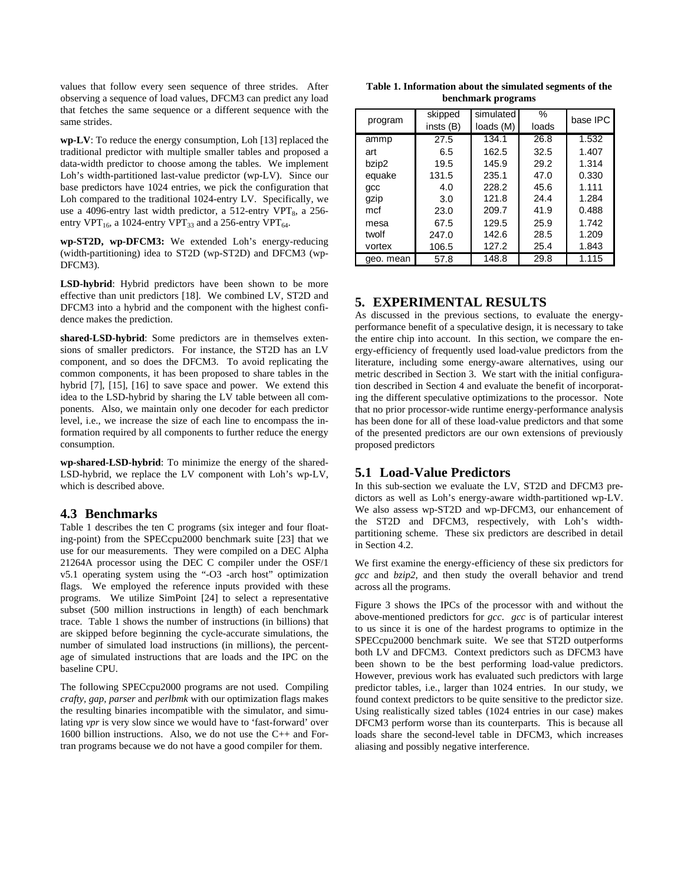values that follow every seen sequence of three strides. After observing a sequence of load values, DFCM3 can predict any load that fetches the same sequence or a different sequence with the same strides.

**wp-LV**: To reduce the energy consumption, Loh [13] replaced the traditional predictor with multiple smaller tables and proposed a data-width predictor to choose among the tables. We implement Loh's width-partitioned last-value predictor (wp-LV). Since our base predictors have 1024 entries, we pick the configuration that Loh compared to the traditional 1024-entry LV. Specifically, we use a 4096-entry last width predictor, a 512-entry $VPT_8$, a 256-entry $VPT_{16}$, a 1024-entry $VPT_{33}$ and a 256-entry $VPT_{64}$.

**wp-ST2D, wp-DFCM3:** We extended Loh's energy-reducing (width-partitioning) idea to ST2D (wp-ST2D) and DFCM3 (wp-DFCM3).

**LSD-hybrid**: Hybrid predictors have been shown to be more effective than unit predictors [18]. We combined LV, ST2D and DFCM3 into a hybrid and the component with the highest confidence makes the prediction.

**shared-LSD-hybrid**: Some predictors are in themselves extensions of smaller predictors. For instance, the ST2D has an LV component, and so does the DFCM3. To avoid replicating the common components, it has been proposed to share tables in the hybrid [7], [15], [16] to save space and power. We extend this idea to the LSD-hybrid by sharing the LV table between all components. Also, we maintain only one decoder for each predictor level, i.e., we increase the size of each line to encompass the information required by all components to further reduce the energy consumption.

**wp-shared-LSD-hybrid**: To minimize the energy of the shared-LSD-hybrid, we replace the LV component with Loh's wp-LV, which is described above.

## 4.3 Benchmarks

Table 1 describes the ten C programs (six integer and four floating-point) from the SPECcpu2000 benchmark suite [23] that we use for our measurements. They were compiled on a DEC Alpha 21264A processor using the DEC C compiler under the OSF/1 v5.1 operating system using the "-O3 -arch host" optimization flags. We employed the reference inputs provided with these programs. We utilize SimPoint [24] to select a representative subset (500 million instructions in length) of each benchmark trace. Table 1 shows the number of instructions (in billions) that are skipped before beginning the cycle-accurate simulations, the number of simulated load instructions (in millions), the percentage of simulated instructions that are loads and the IPC on the baseline CPU.

The following SPECcpu2000 programs are not used. Compiling *crafty*, *gap*, *parser* and *perlbmk* with our optimization flags makes the resulting binaries incompatible with the simulator, and simulating *vpr* is very slow since we would have to 'fast-forward' over 1600 billion instructions. Also, we do not use the C++ and Fortran programs because we do not have a good compiler for them.

**Table 1. Information about the simulated segments of the benchmark programs**

| program | skipped insts (B) | simulated loads (M) | % loads | base IPC |
|---|---|---|---|---|
| ammp | 27.5 | 134.1 | 26.8 | 1.532 |
| art | 6.5 | 162.5 | 32.5 | 1.407 |
| bzip2 | 19.5 | 145.9 | 29.2 | 1.314 |
| equake | 131.5 | 235.1 | 47.0 | 0.330 |
| gcc | 4.0 | 228.2 | 45.6 | 1.111 |
| gzip | 3.0 | 121.8 | 24.4 | 1.284 |
| mcf | 23.0 | 209.7 | 41.9 | 0.488 |
| mesa | 67.5 | 129.5 | 25.9 | 1.742 |
| twolf | 247.0 | 142.6 | 28.5 | 1.209 |
| vortex | 106.5 | 127.2 | 25.4 | 1.843 |
| geo. mean | 57.8 | 148.8 | 29.8 | 1.115 |

# 5. EXPERIMENTAL RESULTS

As discussed in the previous sections, to evaluate the energy-performance benefit of a speculative design, it is necessary to take the entire chip into account. In this section, we compare the energy-efficiency of frequently used load-value predictors from the literature, including some energy-aware alternatives, using our metric described in Section 3. We start with the initial configuration described in Section 4 and evaluate the benefit of incorporating the different speculative optimizations to the processor. Note that no prior processor-wide runtime energy-performance analysis has been done for all of these load-value predictors and that some of the presented predictors are our own extensions of previously proposed predictors

## 5.1 Load-Value Predictors

In this sub-section we evaluate the LV, ST2D and DFCM3 predictors as well as Loh's energy-aware width-partitioned wp-LV. We also assess wp-ST2D and wp-DFCM3, our enhancement of the ST2D and DFCM3, respectively, with Loh's width-partitioning scheme. These six predictors are described in detail in Section 4.2.

We first examine the energy-efficiency of these six predictors for *gcc* and *bzip2*, and then study the overall behavior and trend across all the programs.

Figure 3 shows the IPCs of the processor with and without the above-mentioned predictors for *gcc*. *gcc* is of particular interest to us since it is one of the hardest programs to optimize in the SPECcpu2000 benchmark suite. We see that ST2D outperforms both LV and DFCM3. Context predictors such as DFCM3 have been shown to be the best performing load-value predictors. However, previous work has evaluated such predictors with large predictor tables, i.e., larger than 1024 entries. In our study, we found context predictors to be quite sensitive to the predictor size. Using realistically sized tables (1024 entries in our case) makes DFCM3 perform worse than its counterparts. This is because all loads share the second-level table in DFCM3, which increases aliasing and possibly negative interference.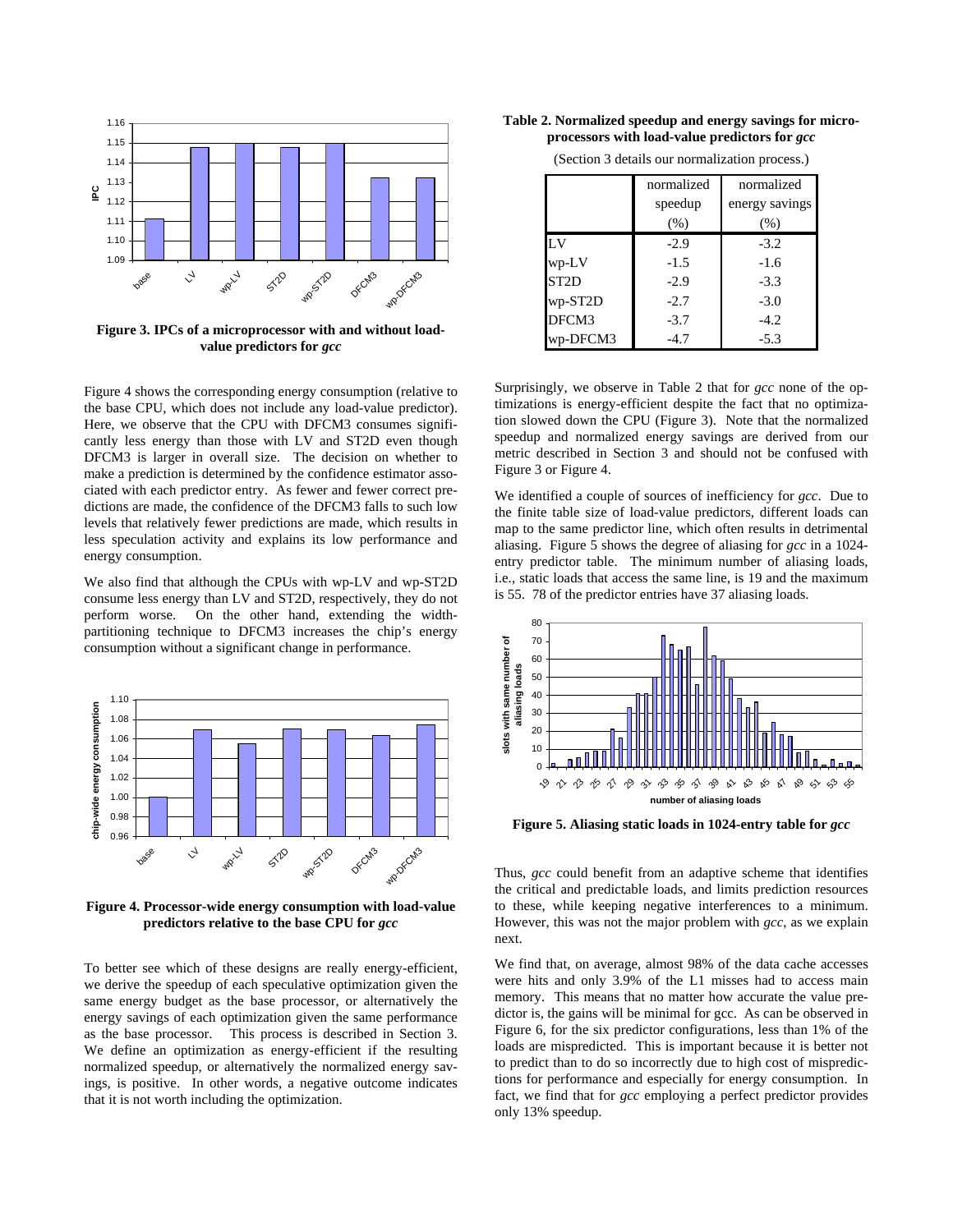Figure 3. IPCs of a microprocessor with and without load-value predictors for *gcc*

Figure 4 shows the corresponding energy consumption (relative to the base CPU, which does not include any load-value predictor). Here, we observe that the CPU with DFCM3 consumes significantly less energy than those with LV and ST2D even though DFCM3 is larger in overall size. The decision on whether to make a prediction is determined by the confidence estimator associated with each predictor entry. As fewer and fewer correct predictions are made, the confidence of the DFCM3 falls to such low levels that relatively fewer predictions are made, which results in less speculation activity and explains its low performance and energy consumption.

We also find that although the CPUs with wp-LV and wp-ST2D consume less energy than LV and ST2D, respectively, they do not perform worse. On the other hand, extending the width-partitioning technique to DFCM3 increases the chip's energy consumption without a significant change in performance.

Figure 4. Processor-wide energy consumption with load-value predictors relative to the base CPU for *gcc*

To better see which of these designs are really energy-efficient, we derive the speedup of each speculative optimization given the same energy budget as the base processor, or alternatively the energy savings of each optimization given the same performance as the base processor. This process is described in Section 3. We define an optimization as energy-efficient if the resulting normalized speedup, or alternatively the normalized energy savings, is positive. In other words, a negative outcome indicates that it is not worth including the optimization.

**Table 2. Normalized speedup and energy savings for microprocessors with load-value predictors for *gcc***

(Section 3 details our normalization process.)

| | normalized speedup (%) | normalized energy savings (%) |
|---|---|---|
| LV | -2.9 | -3.2 |
| wp-LV | -1.5 | -1.6 |
| ST2D | -2.9 | -3.3 |
| wp-ST2D | -2.7 | -3.0 |
| DFCM3 | -3.7 | -4.2 |
| wp-DFCM3 | -4.7 | -5.3 |

Surprisingly, we observe in Table 2 that for *gcc* none of the optimizations is energy-efficient despite the fact that no optimization slowed down the CPU (Figure 3). Note that the normalized speedup and normalized energy savings are derived from our metric described in Section 3 and should not be confused with Figure 3 or Figure 4.

We identified a couple of sources of inefficiency for *gcc*. Due to the finite table size of load-value predictors, different loads can map to the same predictor line, which often results in detrimental aliasing. Figure 5 shows the degree of aliasing for *gcc* in a 1024-entry predictor table. The minimum number of aliasing loads, i.e., static loads that access the same line, is 19 and the maximum is 55. 78 of the predictor entries have 37 aliasing loads.

Figure 5. Aliasing static loads in 1024-entry table for *gcc*

Thus, *gcc* could benefit from an adaptive scheme that identifies the critical and predictable loads, and limits prediction resources to these, while keeping negative interferences to a minimum. However, this was not the major problem with *gcc*, as we explain next.

We find that, on average, almost 98% of the data cache accesses were hits and only 3.9% of the L1 misses had to access main memory. This means that no matter how accurate the value predictor is, the gains will be minimal for gcc. As can be observed in Figure 6, for the six predictor configurations, less than 1% of the loads are mispredicted. This is important because it is better not to predict than to do so incorrectly due to high cost of mispredictions for performance and especially for energy consumption. In fact, we find that for *gcc* employing a perfect predictor provides only 13% speedup.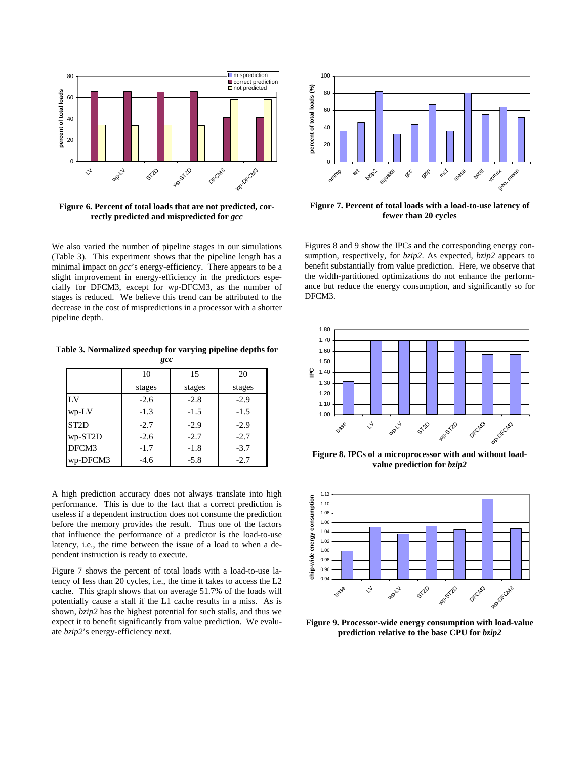**Figure 6. Percent of total loads that are not predicted, correctly predicted and mispredicted for *gcc***

We also varied the number of pipeline stages in our simulations (Table 3). This experiment shows that the pipeline length has a minimal impact on *gcc*'s energy-efficiency. There appears to be a slight improvement in energy-efficiency in the predictors especially for DFCM3, except for wp-DFCM3, as the number of stages is reduced. We believe this trend can be attributed to the decrease in the cost of mispredictions in a processor with a shorter pipeline depth.

**Table 3. Normalized speedup for varying pipeline depths for *gcc***

| | 10 stages | 15 stages | 20 stages |
|---|---|---|---|
| LV | -2.6 | -2.8 | -2.9 |
| wp-LV | -1.3 | -1.5 | -1.5 |
| ST2D | -2.7 | -2.9 | -2.9 |
| wp-ST2D | -2.6 | -2.7 | -2.7 |
| DFCM3 | -1.7 | -1.8 | -3.7 |
| wp-DFCM3 | -4.6 | -5.8 | -2.7 |

A high prediction accuracy does not always translate into high performance. This is due to the fact that a correct prediction is useless if a dependent instruction does not consume the prediction before the memory provides the result. Thus one of the factors that influence the performance of a predictor is the load-to-use latency, i.e., the time between the issue of a load to when a dependent instruction is ready to execute.

Figure 7 shows the percent of total loads with a load-to-use latency of less than 20 cycles, i.e., the time it takes to access the L2 cache. This graph shows that on average 51.7% of the loads will potentially cause a stall if the L1 cache results in a miss. As is shown, *bzip2* has the highest potential for such stalls, and thus we expect it to benefit significantly from value prediction. We evaluate *bzip2*'s energy-efficiency next.

**Figure 7. Percent of total loads with a load-to-use latency of fewer than 20 cycles**

Figures 8 and 9 show the IPCs and the corresponding energy consumption, respectively, for *bzip2*. As expected, *bzip2* appears to benefit substantially from value prediction. Here, we observe that the width-partitioned optimizations do not enhance the performance but reduce the energy consumption, and significantly so for DFCM3.

**Figure 8. IPCs of a microprocessor with and without load-value prediction for *bzip2***

**Figure 9. Processor-wide energy consumption with load-value prediction relative to the base CPU for *bzip2***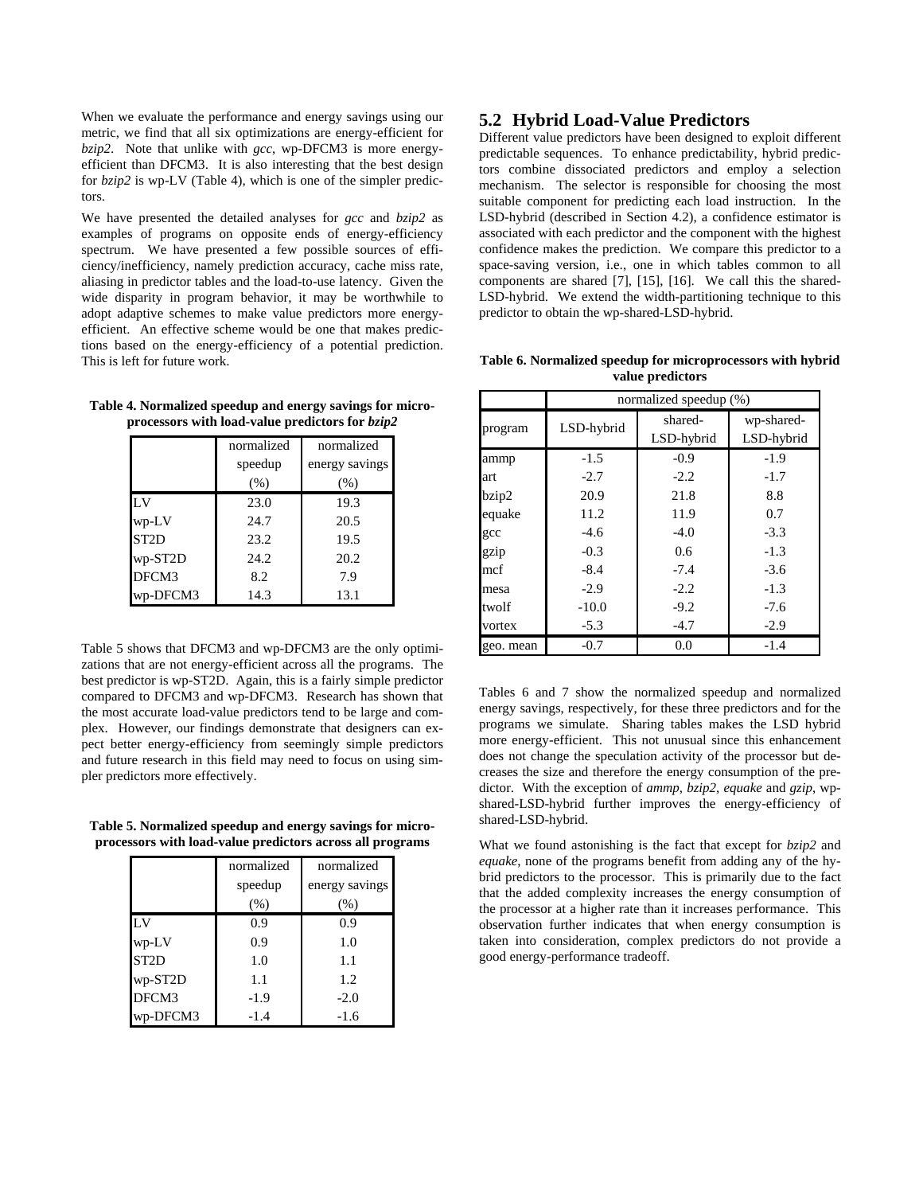When we evaluate the performance and energy savings using our metric, we find that all six optimizations are energy-efficient for *bzip2*. Note that unlike with *gcc*, wp-DFCM3 is more energy-efficient than DFCM3. It is also interesting that the best design for *bzip2* is wp-LV (Table 4), which is one of the simpler predictors.

We have presented the detailed analyses for *gcc* and *bzip2* as examples of programs on opposite ends of energy-efficiency spectrum. We have presented a few possible sources of efficiency/inefficiency, namely prediction accuracy, cache miss rate, aliasing in predictor tables and the load-to-use latency. Given the wide disparity in program behavior, it may be worthwhile to adopt adaptive schemes to make value predictors more energy-efficient. An effective scheme would be one that makes predictions based on the energy-efficiency of a potential prediction. This is left for future work.

**Table 4. Normalized speedup and energy savings for microprocessors with load-value predictors for *bzip2***

| | normalized speedup (%) | normalized energy savings (%) |
|---|---|---|
| LV | 23.0 | 19.3 |
| wp-LV | 24.7 | 20.5 |
| ST2D | 23.2 | 19.5 |
| wp-ST2D | 24.2 | 20.2 |
| DFCM3 | 8.2 | 7.9 |
| wp-DFCM3 | 14.3 | 13.1 |

Table 5 shows that DFCM3 and wp-DFCM3 are the only optimizations that are not energy-efficient across all the programs. The best predictor is wp-ST2D. Again, this is a fairly simple predictor compared to DFCM3 and wp-DFCM3. Research has shown that the most accurate load-value predictors tend to be large and complex. However, our findings demonstrate that designers can expect better energy-efficiency from seemingly simple predictors and future research in this field may need to focus on using simpler predictors more effectively.

**Table 5. Normalized speedup and energy savings for microprocessors with load-value predictors across all programs**

| | normalized speedup (%) | normalized energy savings (%) |
|---|---|---|
| LV | 0.9 | 0.9 |
| wp-LV | 0.9 | 1.0 |
| ST2D | 1.0 | 1.1 |
| wp-ST2D | 1.1 | 1.2 |
| DFCM3 | -1.9 | -2.0 |
| wp-DFCM3 | -1.4 | -1.6 |

## 5.2 Hybrid Load-Value Predictors

Different value predictors have been designed to exploit different predictable sequences. To enhance predictability, hybrid predictors combine dissociated predictors and employ a selection mechanism. The selector is responsible for choosing the most suitable component for predicting each load instruction. In the LSD-hybrid (described in Section 4.2), a confidence estimator is associated with each predictor and the component with the highest confidence makes the prediction. We compare this predictor to a space-saving version, i.e., one in which tables common to all components are shared [7], [15], [16]. We call this the shared-LSD-hybrid. We extend the width-partitioning technique to this predictor to obtain the wp-shared-LSD-hybrid.

**Table 6. Normalized speedup for microprocessors with hybrid value predictors**

| | normalized speedup (%) | | |
|---|---|---|---|
| program | LSD-hybrid | shared-LSD-hybrid | wp-shared-LSD-hybrid |
| ammp | -1.5 | -0.9 | -1.9 |
| art | -2.7 | -2.2 | -1.7 |
| bzip2 | 20.9 | 21.8 | 8.8 |
| equake | 11.2 | 11.9 | 0.7 |
| gcc | -4.6 | -4.0 | -3.3 |
| gzip | -0.3 | 0.6 | -1.3 |
| mcf | -8.4 | -7.4 | -3.6 |
| mesa | -2.9 | -2.2 | -1.3 |
| twolf | -10.0 | -9.2 | -7.6 |
| vortex | -5.3 | -4.7 | -2.9 |
| geo. mean | -0.7 | 0.0 | -1.4 |

Tables 6 and 7 show the normalized speedup and normalized energy savings, respectively, for these three predictors and for the programs we simulate. Sharing tables makes the LSD hybrid more energy-efficient. This not unusual since this enhancement does not change the speculation activity of the processor but decreases the size and therefore the energy consumption of the predictor. With the exception of *ammp*, *bzip2*, *equake* and *gzip*, wp-shared-LSD-hybrid further improves the energy-efficiency of shared-LSD-hybrid.

What we found astonishing is the fact that except for *bzip2* and *equake*, none of the programs benefit from adding any of the hybrid predictors to the processor. This is primarily due to the fact that the added complexity increases the energy consumption of the processor at a higher rate than it increases performance. This observation further indicates that when energy consumption is taken into consideration, complex predictors do not provide a good energy-performance tradeoff.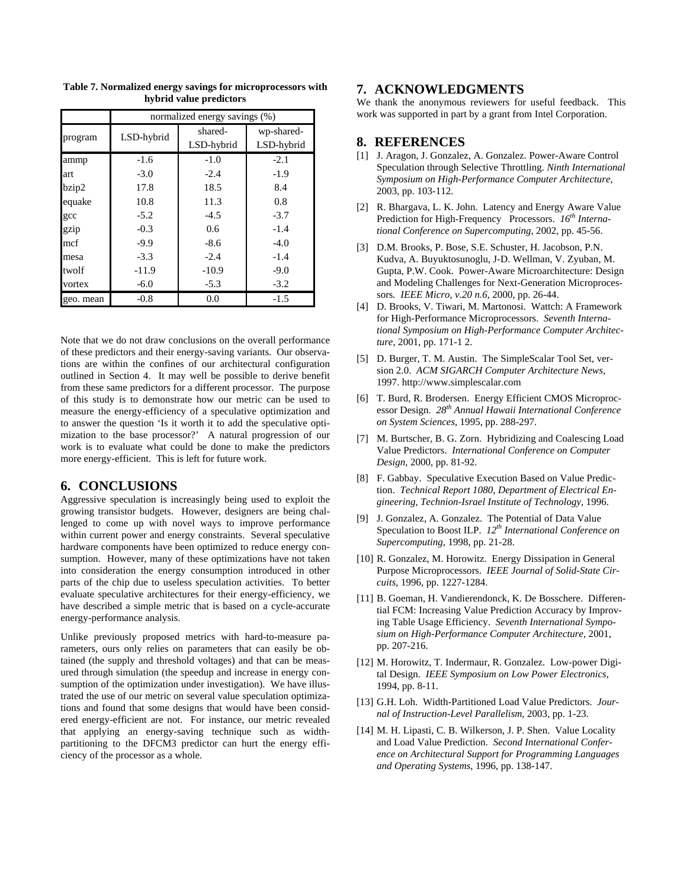**Table 7. Normalized energy savings for microprocessors with hybrid value predictors**

| program | normalized energy savings (%) | | |
|---|---|---|---|
| | LSD-hybrid | shared-LSD-hybrid | wp-shared-LSD-hybrid |
| ammp | -1.6 | -1.0 | -2.1 |
| art | -3.0 | -2.4 | -1.9 |
| bzip2 | 17.8 | 18.5 | 8.4 |
| equake | 10.8 | 11.3 | 0.8 |
| gcc | -5.2 | -4.5 | -3.7 |
| gzip | -0.3 | 0.6 | -1.4 |
| mcf | -9.9 | -8.6 | -4.0 |
| mesa | -3.3 | -2.4 | -1.4 |
| twolf | -11.9 | -10.9 | -9.0 |
| vortex | -6.0 | -5.3 | -3.2 |
| geo. mean | -0.8 | 0.0 | -1.5 |

Note that we do not draw conclusions on the overall performance of these predictors and their energy-saving variants. Our observations are within the confines of our architectural configuration outlined in Section 4. It may well be possible to derive benefit from these same predictors for a different processor. The purpose of this study is to demonstrate how our metric can be used to measure the energy-efficiency of a speculative optimization and to answer the question 'Is it worth it to add the speculative optimization to the base processor?' A natural progression of our work is to evaluate what could be done to make the predictors more energy-efficient. This is left for future work.

## 6. CONCLUSIONS

Aggressive speculation is increasingly being used to exploit the growing transistor budgets. However, designers are being challenged to come up with novel ways to improve performance within current power and energy constraints. Several speculative hardware components have been optimized to reduce energy consumption. However, many of these optimizations have not taken into consideration the energy consumption introduced in other parts of the chip due to useless speculation activities. To better evaluate speculative architectures for their energy-efficiency, we have described a simple metric that is based on a cycle-accurate energy-performance analysis.

Unlike previously proposed metrics with hard-to-measure parameters, ours only relies on parameters that can easily be obtained (the supply and threshold voltages) and that can be measured through simulation (the speedup and increase in energy consumption of the optimization under investigation). We have illustrated the use of our metric on several value speculation optimizations and found that some designs that would have been considered energy-efficient are not. For instance, our metric revealed that applying an energy-saving technique such as width-partitioning to the DFCM3 predictor can hurt the energy efficiency of the processor as a whole.

## 7. ACKNOWLEDGMENTS

We thank the anonymous reviewers for useful feedback. This work was supported in part by a grant from Intel Corporation.

## 8. REFERENCES

[1] J. Aragon, J. Gonzalez, A. Gonzalez. Power-Aware Control Speculation through Selective Throttling. *Ninth International Symposium on High-Performance Computer Architecture*, 2003, pp. 103-112.

[2] R. Bhargava, L. K. John. Latency and Energy Aware Value Prediction for High-Frequency Processors. *16th International Conference on Supercomputing*, 2002, pp. 45-56.

[3] D.M. Brooks, P. Bose, S.E. Schuster, H. Jacobson, P.N. Kudva, A. Buyuktosunoglu, J-D. Wellman, V. Zyuban, M. Gupta, P.W. Cook. Power-Aware Microarchitecture: Design and Modeling Challenges for Next-Generation Microprocessors. *IEEE Micro, v.20 n.6*, 2000, pp. 26-44.

[4] D. Brooks, V. Tiwari, M. Martonosi. Wattch: A Framework for High-Performance Microprocessors. *Seventh International Symposium on High-Performance Computer Architecture*, 2001, pp. 171-1 2.

[5] D. Burger, T. M. Austin. The SimpleScalar Tool Set, version 2.0. *ACM SIGARCH Computer Architecture News*, 1997. http://www.simplescalar.com

[6] T. Burd, R. Brodersen. Energy Efficient CMOS Microprocessor Design. *28th Annual Hawaii International Conference on System Sciences*, 1995, pp. 288-297.

[7] M. Burtscher, B. G. Zorn. Hybridizing and Coalescing Load Value Predictors. *International Conference on Computer Design*, 2000, pp. 81-92.

[8] F. Gabbay. Speculative Execution Based on Value Prediction. *Technical Report 1080, Department of Electrical Engineering, Technion-Israel Institute of Technology*, 1996.

[9] J. Gonzalez, A. Gonzalez. The Potential of Data Value Speculation to Boost ILP. *12th International Conference on Supercomputing*, 1998, pp. 21-28.

[10] R. Gonzalez, M. Horowitz. Energy Dissipation in General Purpose Microprocessors. *IEEE Journal of Solid-State Circuits*, 1996, pp. 1227-1284.

[11] B. Goeman, H. Vandierendonck, K. De Bosschere. Differential FCM: Increasing Value Prediction Accuracy by Improving Table Usage Efficiency. *Seventh International Symposium on High-Performance Computer Architecture*, 2001, pp. 207-216.

[12] M. Horowitz, T. Indermaur, R. Gonzalez. Low-power Digital Design. *IEEE Symposium on Low Power Electronics*, 1994, pp. 8-11.

[13] G.H. Loh. Width-Partitioned Load Value Predictors. *Journal of Instruction-Level Parallelism*, 2003, pp. 1-23.

[14] M. H. Lipasti, C. B. Wilkerson, J. P. Shen. Value Locality and Load Value Prediction. *Second International Conference on Architectural Support for Programming Languages and Operating Systems*, 1996, pp. 138-147.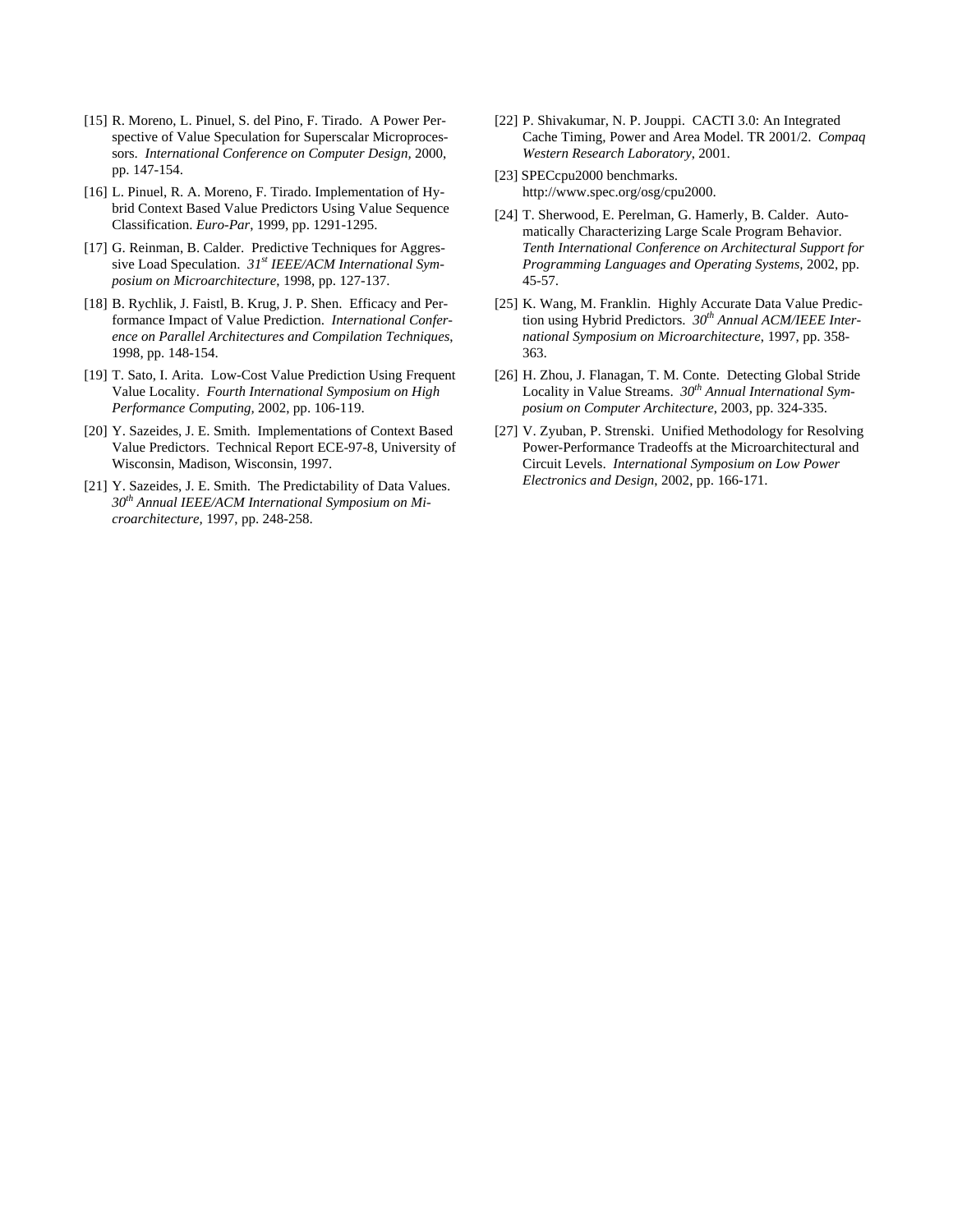[15] R. Moreno, L. Pinuel, S. del Pino, F. Tirado. A Power Perspective of Value Speculation for Superscalar Microprocessors. *International Conference on Computer Design*, 2000, pp. 147-154.

[16] L. Pinuel, R. A. Moreno, F. Tirado. Implementation of Hybrid Context Based Value Predictors Using Value Sequence Classification. *Euro-Par*, 1999, pp. 1291-1295.

[17] G. Reinman, B. Calder. Predictive Techniques for Aggressive Load Speculation. *31st IEEE/ACM International Symposium on Microarchitecture*, 1998, pp. 127-137.

[18] B. Rychlik, J. Faistl, B. Krug, J. P. Shen. Efficacy and Performance Impact of Value Prediction. *International Conference on Parallel Architectures and Compilation Techniques*, 1998, pp. 148-154.

[19] T. Sato, I. Arita. Low-Cost Value Prediction Using Frequent Value Locality. *Fourth International Symposium on High Performance Computing*, 2002, pp. 106-119.

[20] Y. Sazeides, J. E. Smith. Implementations of Context Based Value Predictors. Technical Report ECE-97-8, University of Wisconsin, Madison, Wisconsin, 1997.

[21] Y. Sazeides, J. E. Smith. The Predictability of Data Values. *30th Annual IEEE/ACM International Symposium on Microarchitecture*, 1997, pp. 248-258.

[22] P. Shivakumar, N. P. Jouppi. CACTI 3.0: An Integrated Cache Timing, Power and Area Model. TR 2001/2. *Compaq Western Research Laboratory*, 2001.

[23] SPECcpu2000 benchmarks. http://www.spec.org/osg/cpu2000.

[24] T. Sherwood, E. Perelman, G. Hamerly, B. Calder. Automatically Characterizing Large Scale Program Behavior. *Tenth International Conference on Architectural Support for Programming Languages and Operating Systems*, 2002, pp. 45-57.

[25] K. Wang, M. Franklin. Highly Accurate Data Value Prediction using Hybrid Predictors. *30th Annual ACM/IEEE International Symposium on Microarchitecture*, 1997, pp. 358-363.

[26] H. Zhou, J. Flanagan, T. M. Conte. Detecting Global Stride Locality in Value Streams. *30th Annual International Symposium on Computer Architecture*, 2003, pp. 324-335.

[27] V. Zyuban, P. Strenski. Unified Methodology for Resolving Power-Performance Tradeoffs at the Microarchitectural and Circuit Levels. *International Symposium on Low Power Electronics and Design*, 2002, pp. 166-171.